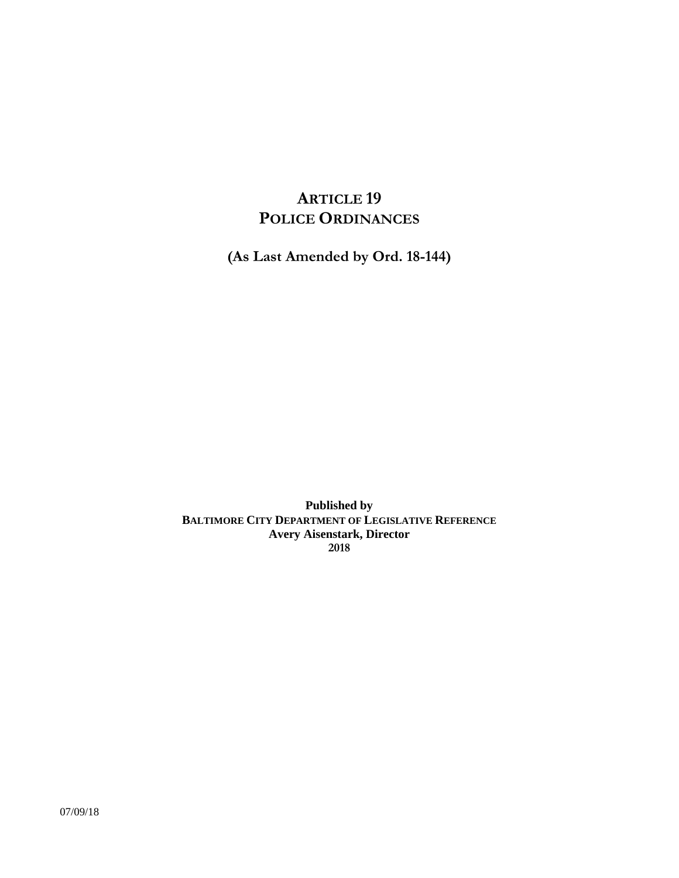# ARTICLE 19
# POLICE ORDINANCES

**(As Last Amended by Ord. 18-144)**

**Published by**
**BALTIMORE CITY DEPARTMENT OF LEGISLATIVE REFERENCE**
**Avery Aisenstark, Director**
**2018**

07/09/18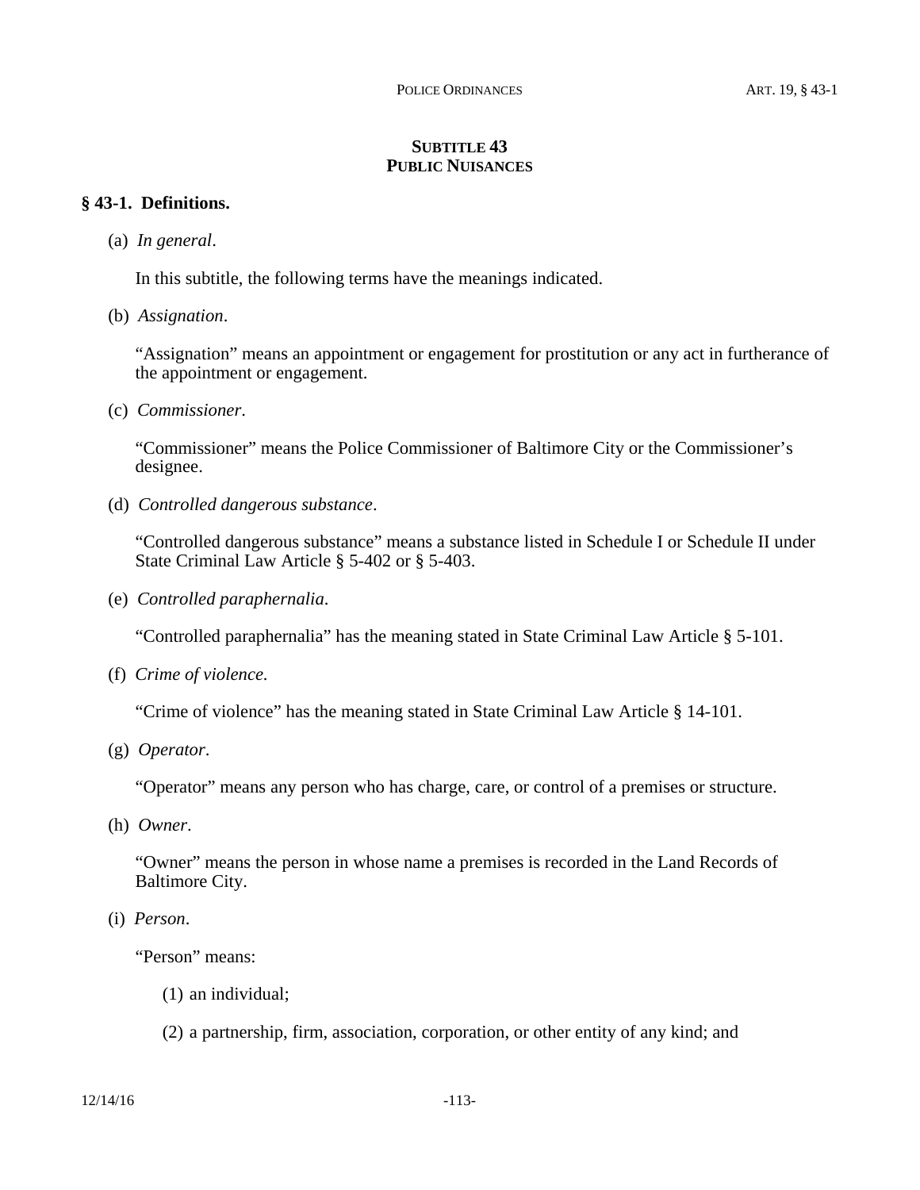## SUBTITLE 43
## PUBLIC NUISANCES

### § 43-1. Definitions.

(a) *In general*.

In this subtitle, the following terms have the meanings indicated.

(b) *Assignation*.

"Assignation" means an appointment or engagement for prostitution or any act in furtherance of the appointment or engagement.

(c) *Commissioner*.

"Commissioner" means the Police Commissioner of Baltimore City or the Commissioner's designee.

(d) *Controlled dangerous substance*.

"Controlled dangerous substance" means a substance listed in Schedule I or Schedule II under State Criminal Law Article § 5-402 or § 5-403.

(e) *Controlled paraphernalia*.

"Controlled paraphernalia" has the meaning stated in State Criminal Law Article § 5-101.

(f) *Crime of violence.*

"Crime of violence" has the meaning stated in State Criminal Law Article § 14-101.

(g) *Operator*.

"Operator" means any person who has charge, care, or control of a premises or structure.

(h) *Owner*.

"Owner" means the person in whose name a premises is recorded in the Land Records of Baltimore City.

(i) *Person*.

"Person" means:

(1) an individual;

(2) a partnership, firm, association, corporation, or other entity of any kind; and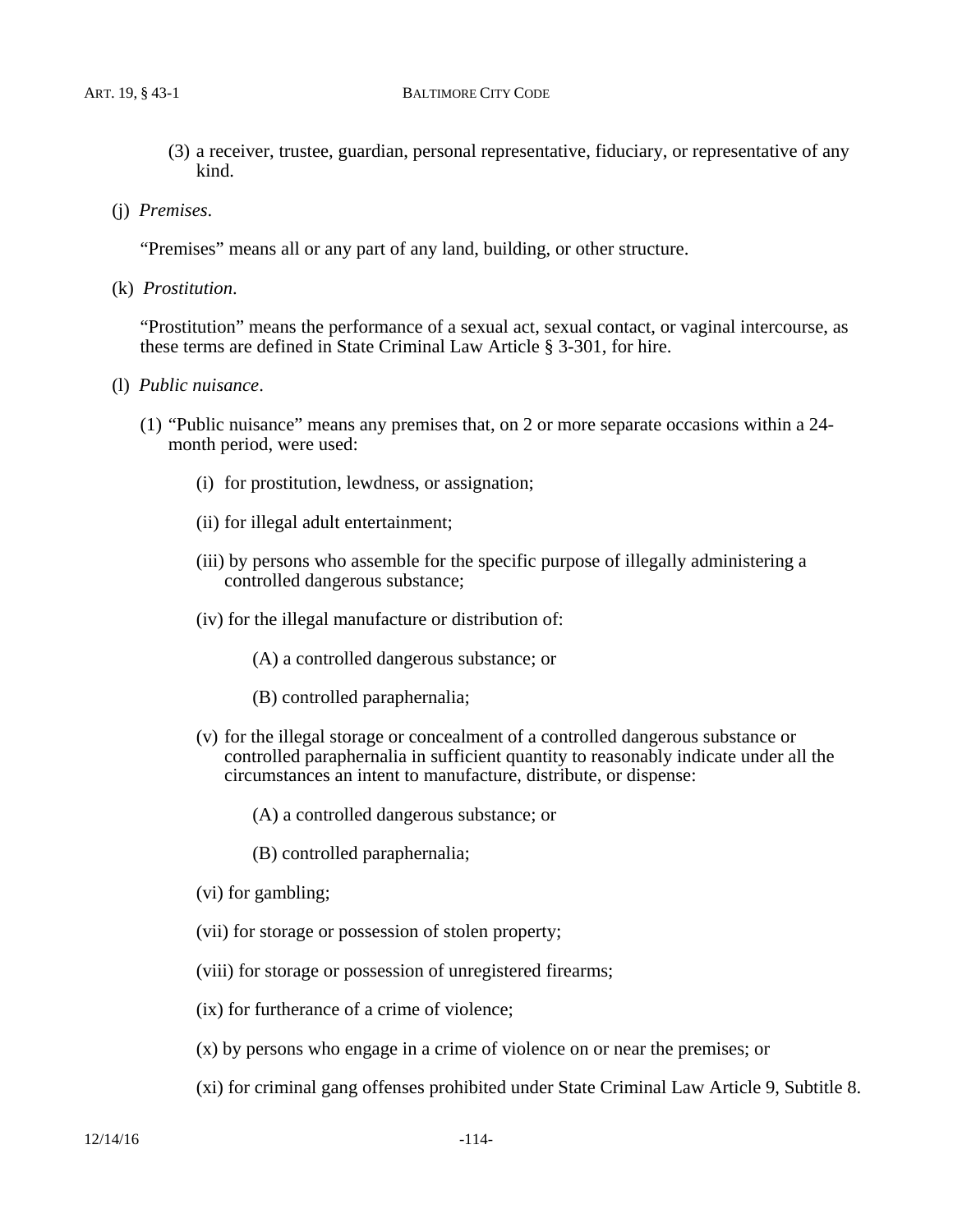(3) a receiver, trustee, guardian, personal representative, fiduciary, or representative of any kind.

(j) *Premises*.

"Premises" means all or any part of any land, building, or other structure.

(k) *Prostitution*.

"Prostitution" means the performance of a sexual act, sexual contact, or vaginal intercourse, as these terms are defined in State Criminal Law Article § 3-301, for hire.

(l) *Public nuisance*.

(1) "Public nuisance" means any premises that, on 2 or more separate occasions within a 24-month period, were used:

(i) for prostitution, lewdness, or assignation;

(ii) for illegal adult entertainment;

(iii) by persons who assemble for the specific purpose of illegally administering a controlled dangerous substance;

(iv) for the illegal manufacture or distribution of:

(A) a controlled dangerous substance; or

(B) controlled paraphernalia;

(v) for the illegal storage or concealment of a controlled dangerous substance or controlled paraphernalia in sufficient quantity to reasonably indicate under all the circumstances an intent to manufacture, distribute, or dispense:

(A) a controlled dangerous substance; or

(B) controlled paraphernalia;

(vi) for gambling;

(vii) for storage or possession of stolen property;

(viii) for storage or possession of unregistered firearms;

(ix) for furtherance of a crime of violence;

(x) by persons who engage in a crime of violence on or near the premises; or

(xi) for criminal gang offenses prohibited under State Criminal Law Article 9, Subtitle 8.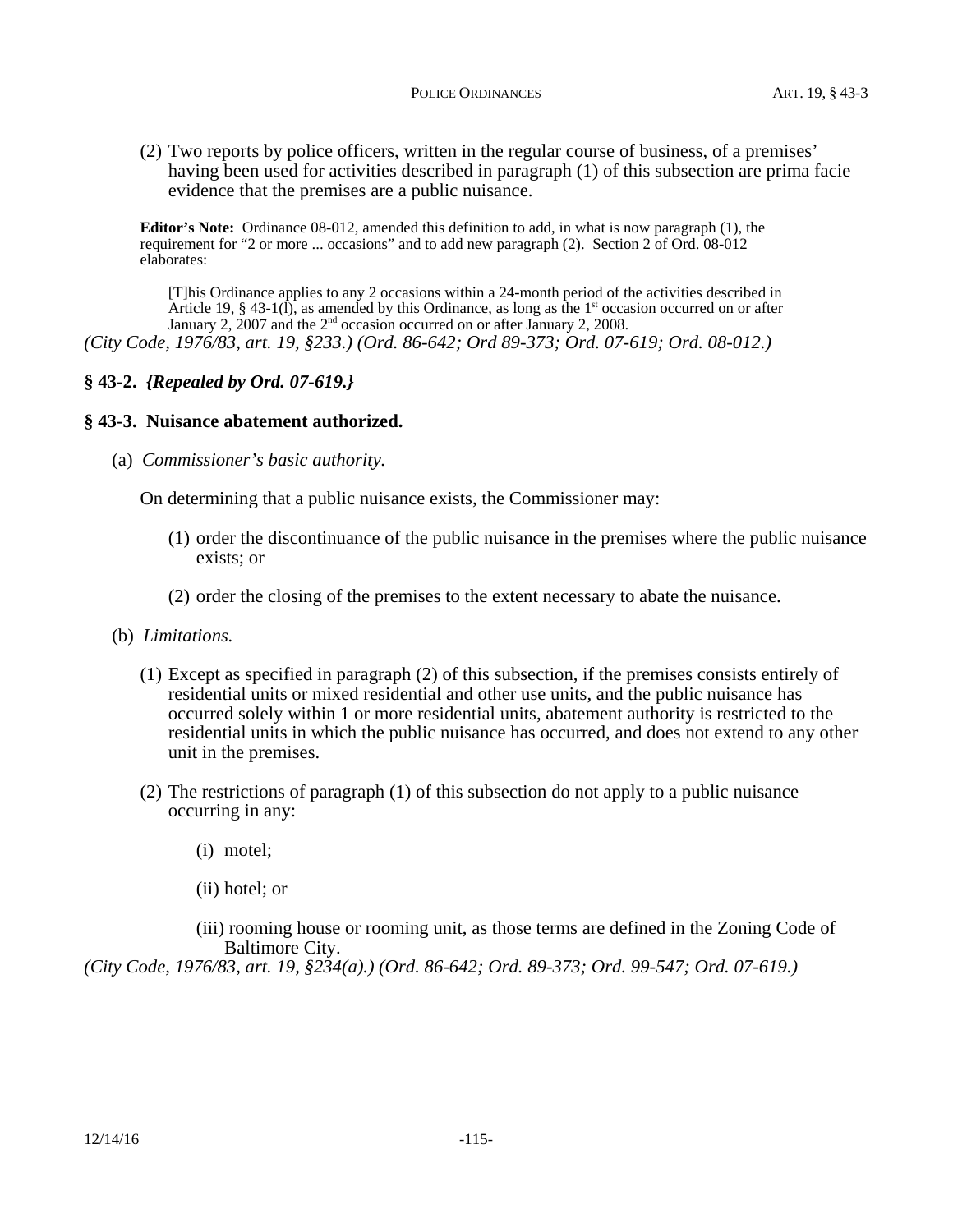(2) Two reports by police officers, written in the regular course of business, of a premises' having been used for activities described in paragraph (1) of this subsection are prima facie evidence that the premises are a public nuisance.

**Editor's Note:** Ordinance 08-012, amended this definition to add, in what is now paragraph (1), the requirement for "2 or more ... occasions" and to add new paragraph (2). Section 2 of Ord. 08-012 elaborates:

> [T]his Ordinance applies to any 2 occasions within a 24-month period of the activities described in Article 19, § 43-1(l), as amended by this Ordinance, as long as the 1st occasion occurred on or after January 2, 2007 and the 2nd occasion occurred on or after January 2, 2008.

*(City Code, 1976/83, art. 19, §233.) (Ord. 86-642; Ord 89-373; Ord. 07-619; Ord. 08-012.)*

### § 43-2. *{Repealed by Ord. 07-619.}*

### § 43-3. Nuisance abatement authorized.

(a) *Commissioner's basic authority.*

On determining that a public nuisance exists, the Commissioner may:

(1) order the discontinuance of the public nuisance in the premises where the public nuisance exists; or

(2) order the closing of the premises to the extent necessary to abate the nuisance.

(b) *Limitations.*

(1) Except as specified in paragraph (2) of this subsection, if the premises consists entirely of residential units or mixed residential and other use units, and the public nuisance has occurred solely within 1 or more residential units, abatement authority is restricted to the residential units in which the public nuisance has occurred, and does not extend to any other unit in the premises.

(2) The restrictions of paragraph (1) of this subsection do not apply to a public nuisance occurring in any:

(i) motel;

(ii) hotel; or

(iii) rooming house or rooming unit, as those terms are defined in the Zoning Code of Baltimore City.

*(City Code, 1976/83, art. 19, §234(a).) (Ord. 86-642; Ord. 89-373; Ord. 99-547; Ord. 07-619.)*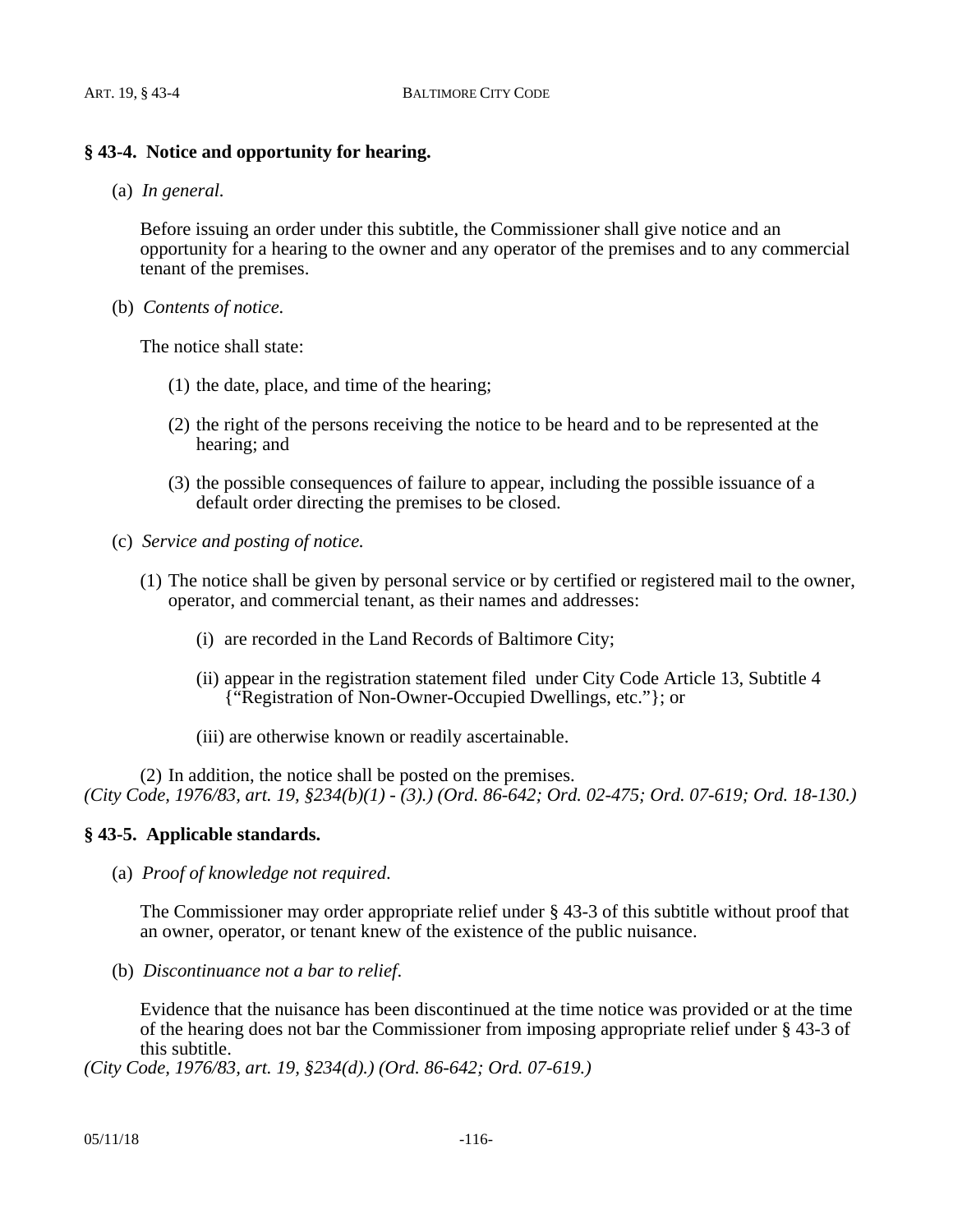## § 43-4. Notice and opportunity for hearing.

(a) *In general.*

Before issuing an order under this subtitle, the Commissioner shall give notice and an opportunity for a hearing to the owner and any operator of the premises and to any commercial tenant of the premises.

(b) *Contents of notice.*

The notice shall state:

(1) the date, place, and time of the hearing;

(2) the right of the persons receiving the notice to be heard and to be represented at the hearing; and

(3) the possible consequences of failure to appear, including the possible issuance of a default order directing the premises to be closed.

(c) *Service and posting of notice.*

(1) The notice shall be given by personal service or by certified or registered mail to the owner, operator, and commercial tenant, as their names and addresses:

(i) are recorded in the Land Records of Baltimore City;

(ii) appear in the registration statement filed under City Code Article 13, Subtitle 4 {"Registration of Non-Owner-Occupied Dwellings, etc."}; or

(iii) are otherwise known or readily ascertainable.

(2) In addition, the notice shall be posted on the premises.

*(City Code, 1976/83, art. 19, §234(b)(1) - (3).) (Ord. 86-642; Ord. 02-475; Ord. 07-619; Ord. 18-130.)*

## § 43-5. Applicable standards.

(a) *Proof of knowledge not required.*

The Commissioner may order appropriate relief under § 43-3 of this subtitle without proof that an owner, operator, or tenant knew of the existence of the public nuisance.

(b) *Discontinuance not a bar to relief.*

Evidence that the nuisance has been discontinued at the time notice was provided or at the time of the hearing does not bar the Commissioner from imposing appropriate relief under § 43-3 of this subtitle.

*(City Code, 1976/83, art. 19, §234(d).) (Ord. 86-642; Ord. 07-619.)*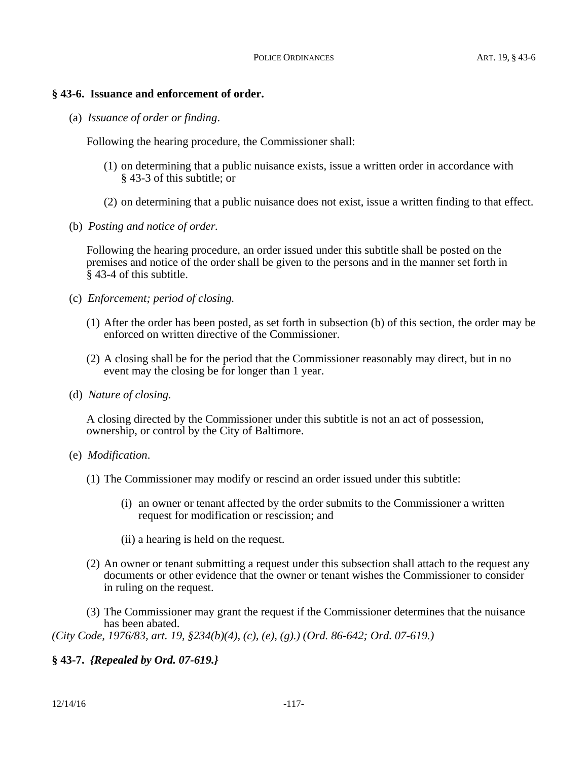## § 43-6. Issuance and enforcement of order.

(a) *Issuance of order or finding*.

Following the hearing procedure, the Commissioner shall:

(1) on determining that a public nuisance exists, issue a written order in accordance with § 43-3 of this subtitle; or

(2) on determining that a public nuisance does not exist, issue a written finding to that effect.

(b) *Posting and notice of order.*

Following the hearing procedure, an order issued under this subtitle shall be posted on the premises and notice of the order shall be given to the persons and in the manner set forth in § 43-4 of this subtitle.

(c) *Enforcement; period of closing.*

(1) After the order has been posted, as set forth in subsection (b) of this section, the order may be enforced on written directive of the Commissioner.

(2) A closing shall be for the period that the Commissioner reasonably may direct, but in no event may the closing be for longer than 1 year.

(d) *Nature of closing.*

A closing directed by the Commissioner under this subtitle is not an act of possession, ownership, or control by the City of Baltimore.

(e) *Modification*.

(1) The Commissioner may modify or rescind an order issued under this subtitle:

(i) an owner or tenant affected by the order submits to the Commissioner a written request for modification or rescission; and

(ii) a hearing is held on the request.

(2) An owner or tenant submitting a request under this subsection shall attach to the request any documents or other evidence that the owner or tenant wishes the Commissioner to consider in ruling on the request.

(3) The Commissioner may grant the request if the Commissioner determines that the nuisance has been abated.

*(City Code, 1976/83, art. 19, §234(b)(4), (c), (e), (g).) (Ord. 86-642; Ord. 07-619.)*

## § 43-7. *{Repealed by Ord. 07-619.}*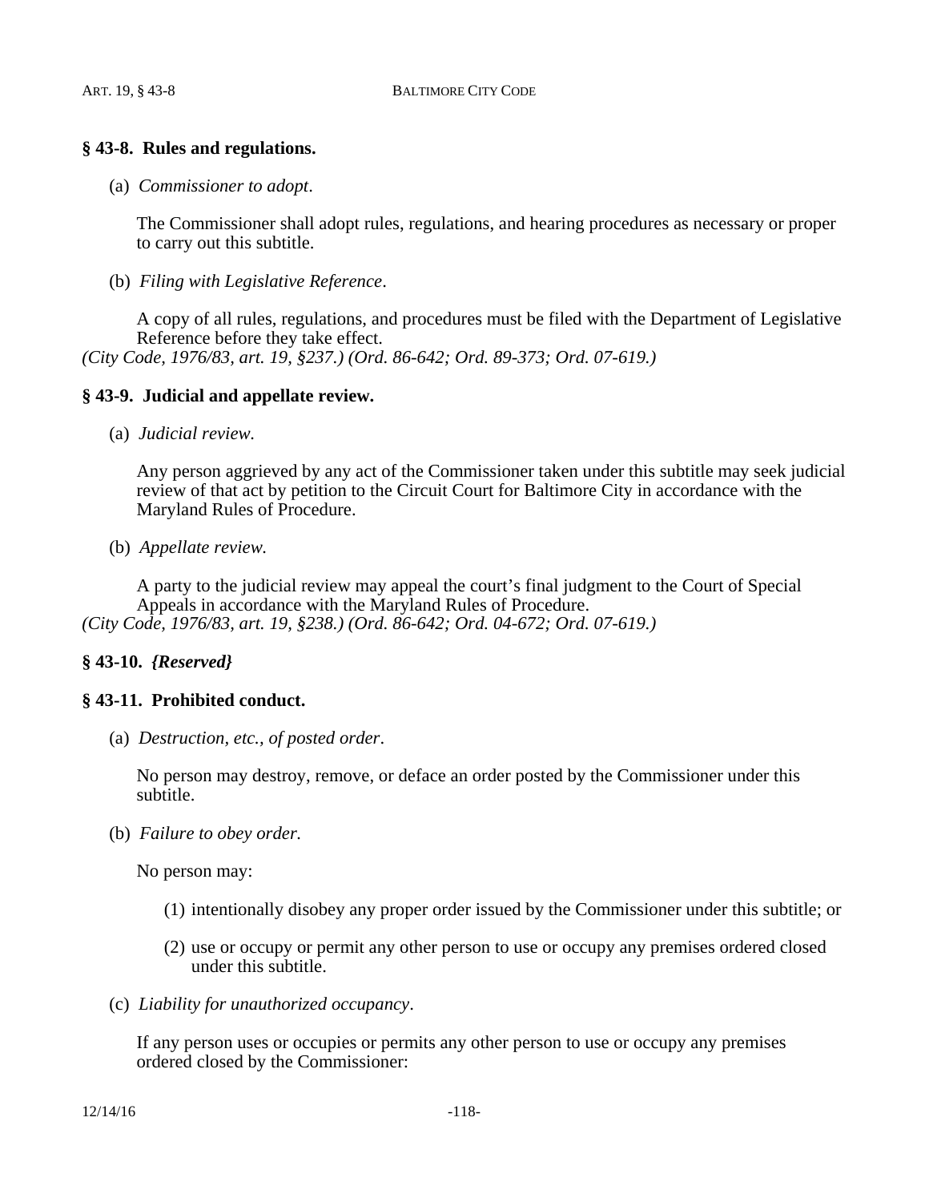### § 43-8. Rules and regulations.

(a) *Commissioner to adopt*.

The Commissioner shall adopt rules, regulations, and hearing procedures as necessary or proper to carry out this subtitle.

(b) *Filing with Legislative Reference*.

A copy of all rules, regulations, and procedures must be filed with the Department of Legislative Reference before they take effect.

*(City Code, 1976/83, art. 19, §237.) (Ord. 86-642; Ord. 89-373; Ord. 07-619.)*

### § 43-9. Judicial and appellate review.

(a) *Judicial review.*

Any person aggrieved by any act of the Commissioner taken under this subtitle may seek judicial review of that act by petition to the Circuit Court for Baltimore City in accordance with the Maryland Rules of Procedure.

(b) *Appellate review.*

A party to the judicial review may appeal the court's final judgment to the Court of Special Appeals in accordance with the Maryland Rules of Procedure.

*(City Code, 1976/83, art. 19, §238.) (Ord. 86-642; Ord. 04-672; Ord. 07-619.)*

### § 43-10. *{Reserved}*

### § 43-11. Prohibited conduct.

(a) *Destruction, etc., of posted order*.

No person may destroy, remove, or deface an order posted by the Commissioner under this subtitle.

(b) *Failure to obey order.*

No person may:

(1) intentionally disobey any proper order issued by the Commissioner under this subtitle; or

(2) use or occupy or permit any other person to use or occupy any premises ordered closed under this subtitle.

(c) *Liability for unauthorized occupancy*.

If any person uses or occupies or permits any other person to use or occupy any premises ordered closed by the Commissioner: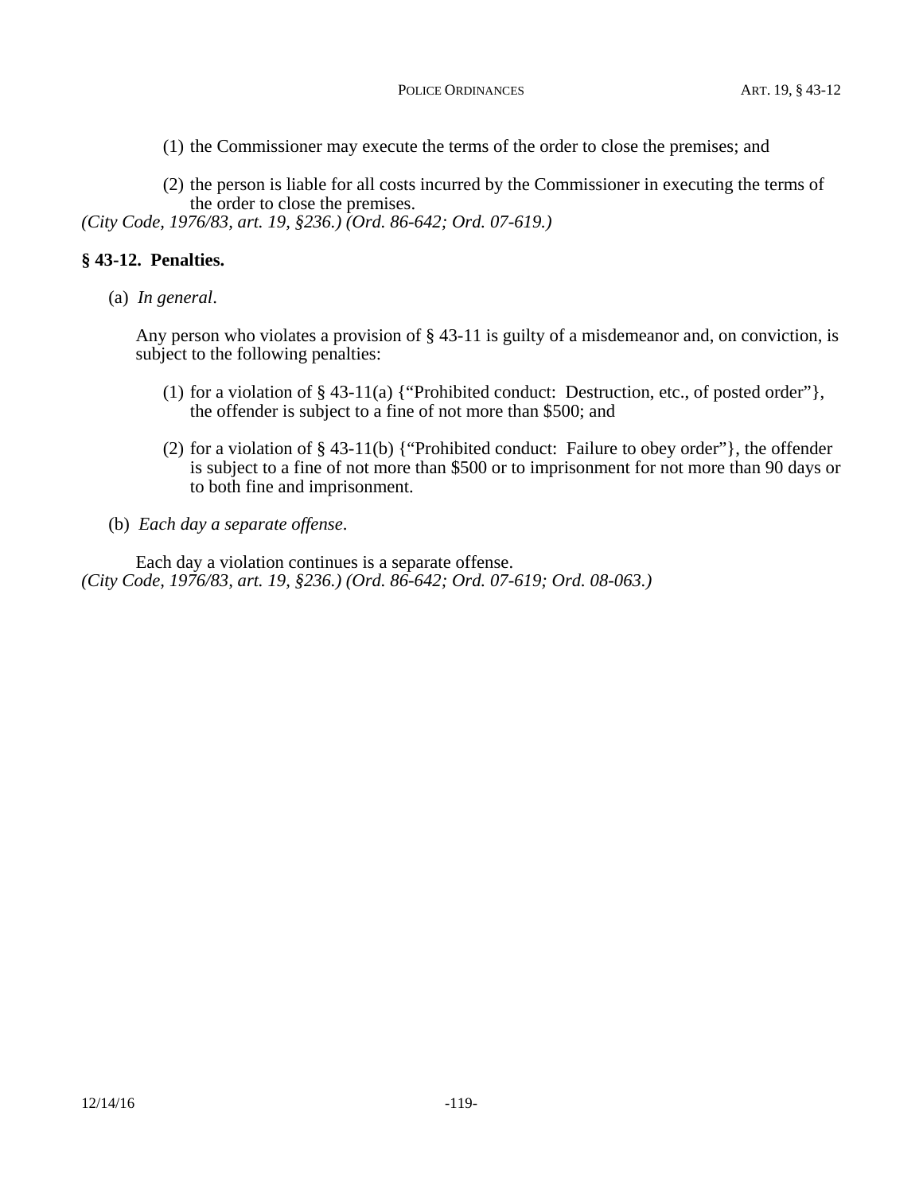(1) the Commissioner may execute the terms of the order to close the premises; and

(2) the person is liable for all costs incurred by the Commissioner in executing the terms of the order to close the premises.

*(City Code, 1976/83, art. 19, §236.) (Ord. 86-642; Ord. 07-619.)*

### § 43-12. Penalties.

(a) *In general*.

Any person who violates a provision of § 43-11 is guilty of a misdemeanor and, on conviction, is subject to the following penalties:

(1) for a violation of § 43-11(a) {"Prohibited conduct: Destruction, etc., of posted order"}, the offender is subject to a fine of not more than $500; and

(2) for a violation of § 43-11(b) {"Prohibited conduct: Failure to obey order"}, the offender is subject to a fine of not more than $500 or to imprisonment for not more than 90 days or to both fine and imprisonment.

(b) *Each day a separate offense*.

Each day a violation continues is a separate offense.

*(City Code, 1976/83, art. 19, §236.) (Ord. 86-642; Ord. 07-619; Ord. 08-063.)*